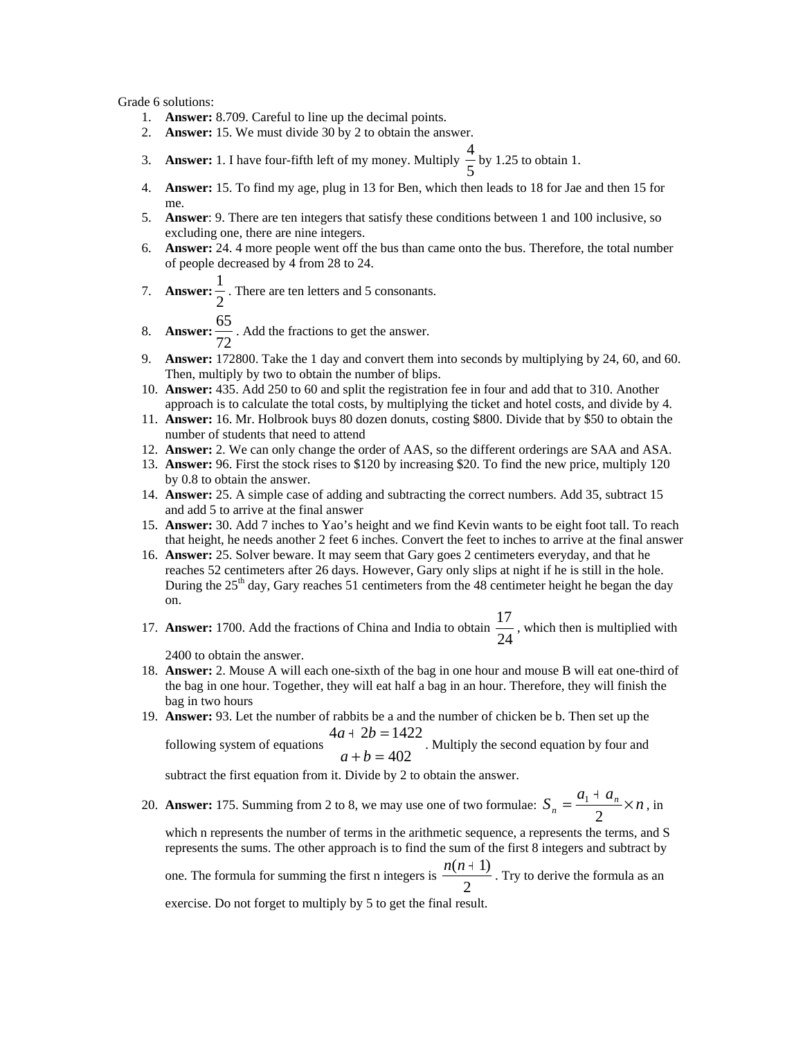Grade 6 solutions:

1. **Answer:** 8.709. Careful to line up the decimal points.
2. **Answer:** 15. We must divide 30 by 2 to obtain the answer.
3. **Answer:** 1. I have four-fifth left of my money. Multiply $\frac{4}{5}$ by 1.25 to obtain 1.
4. **Answer:** 15. To find my age, plug in 13 for Ben, which then leads to 18 for Jae and then 15 for me.
5. **Answer**: 9. There are ten integers that satisfy these conditions between 1 and 100 inclusive, so excluding one, there are nine integers.
6. **Answer:** 24. 4 more people went off the bus than came onto the bus. Therefore, the total number of people decreased by 4 from 28 to 24.
7. **Answer:** $\frac{1}{2}$. There are ten letters and 5 consonants.
8. **Answer:** $\frac{65}{72}$. Add the fractions to get the answer.
9. **Answer:** 172800. Take the 1 day and convert them into seconds by multiplying by 24, 60, and 60. Then, multiply by two to obtain the number of blips.
10. **Answer:** 435. Add 250 to 60 and split the registration fee in four and add that to 310. Another approach is to calculate the total costs, by multiplying the ticket and hotel costs, and divide by 4.
11. **Answer:** 16. Mr. Holbrook buys 80 dozen donuts, costing $800. Divide that by $50 to obtain the number of students that need to attend
12. **Answer:** 2. We can only change the order of AAS, so the different orderings are SAA and ASA.
13. **Answer:** 96. First the stock rises to $120 by increasing $20. To find the new price, multiply 120 by 0.8 to obtain the answer.
14. **Answer:** 25. A simple case of adding and subtracting the correct numbers. Add 35, subtract 15 and add 5 to arrive at the final answer
15. **Answer:** 30. Add 7 inches to Yao's height and we find Kevin wants to be eight foot tall. To reach that height, he needs another 2 feet 6 inches. Convert the feet to inches to arrive at the final answer
16. **Answer:** 25. Solver beware. It may seem that Gary goes 2 centimeters everyday, and that he reaches 52 centimeters after 26 days. However, Gary only slips at night if he is still in the hole. During the 25th day, Gary reaches 51 centimeters from the 48 centimeter height he began the day on.
17. **Answer:** 1700. Add the fractions of China and India to obtain $\frac{17}{24}$, which then is multiplied with 2400 to obtain the answer.
18. **Answer:** 2. Mouse A will each one-sixth of the bag in one hour and mouse B will eat one-third of the bag in one hour. Together, they will eat half a bag in an hour. Therefore, they will finish the bag in two hours
19. **Answer:** 93. Let the number of rabbits be a and the number of chicken be b. Then set up the following system of equations $\begin{matrix} 4a + 2b = 1422 \\ a + b = 402 \end{matrix}$. Multiply the second equation by four and subtract the first equation from it. Divide by 2 to obtain the answer.
20. **Answer:** 175. Summing from 2 to 8, we may use one of two formulae: $S_n = \frac{a_1 + a_n}{2} \times n$, in which n represents the number of terms in the arithmetic sequence, a represents the terms, and S represents the sums. The other approach is to find the sum of the first 8 integers and subtract by one. The formula for summing the first n integers is $\frac{n(n+1)}{2}$. Try to derive the formula as an exercise. Do not forget to multiply by 5 to get the final result.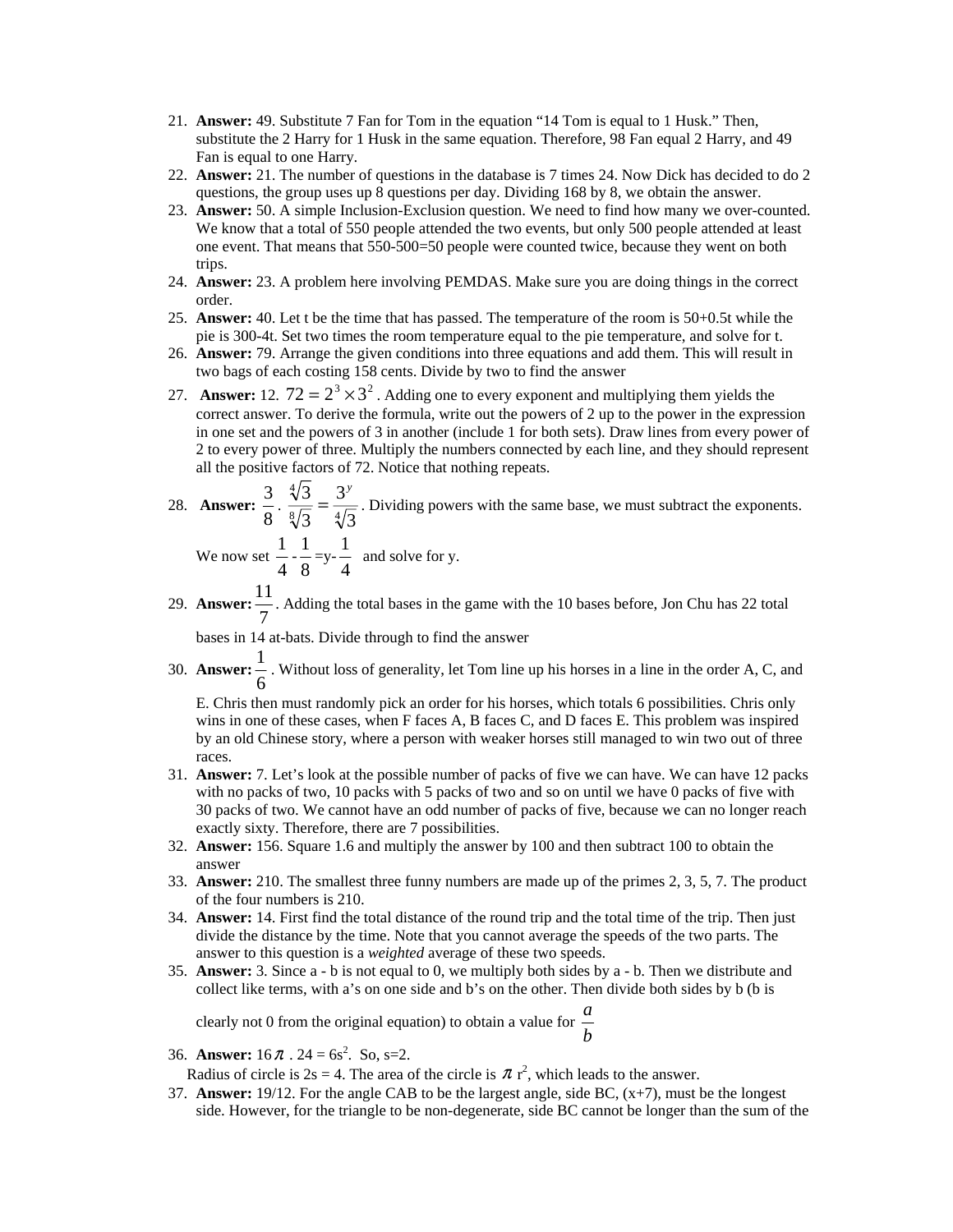21. **Answer:** 49. Substitute 7 Fan for Tom in the equation "14 Tom is equal to 1 Husk." Then, substitute the 2 Harry for 1 Husk in the same equation. Therefore, 98 Fan equal 2 Harry, and 49 Fan is equal to one Harry.
22. **Answer:** 21. The number of questions in the database is 7 times 24. Now Dick has decided to do 2 questions, the group uses up 8 questions per day. Dividing 168 by 8, we obtain the answer.
23. **Answer:** 50. A simple Inclusion-Exclusion question. We need to find how many we over-counted. We know that a total of 550 people attended the two events, but only 500 people attended at least one event. That means that 550-500=50 people were counted twice, because they went on both trips.
24. **Answer:** 23. A problem here involving PEMDAS. Make sure you are doing things in the correct order.
25. **Answer:** 40. Let t be the time that has passed. The temperature of the room is 50+0.5t while the pie is 300-4t. Set two times the room temperature equal to the pie temperature, and solve for t.
26. **Answer:** 79. Arrange the given conditions into three equations and add them. This will result in two bags of each costing 158 cents. Divide by two to find the answer
27. **Answer:** 12. $72 = 2^3 \times 3^2$. Adding one to every exponent and multiplying them yields the correct answer. To derive the formula, write out the powers of 2 up to the power in the expression in one set and the powers of 3 in another (include 1 for both sets). Draw lines from every power of 2 to every power of three. Multiply the numbers connected by each line, and they should represent all the positive factors of 72. Notice that nothing repeats.
28. **Answer:** $\frac{3}{8}$. $\frac{\sqrt[4]{3}}{\sqrt[8]{3}} = \frac{3^y}{\sqrt[4]{3}}$. Dividing powers with the same base, we must subtract the exponents. We now set $\frac{1}{4}-\frac{1}{8}=y-\frac{1}{4}$ and solve for y.
29. **Answer:** $\frac{11}{7}$. Adding the total bases in the game with the 10 bases before, Jon Chu has 22 total bases in 14 at-bats. Divide through to find the answer
30. **Answer:** $\frac{1}{6}$. Without loss of generality, let Tom line up his horses in a line in the order A, C, and E. Chris then must randomly pick an order for his horses, which totals 6 possibilities. Chris only wins in one of these cases, when F faces A, B faces C, and D faces E. This problem was inspired by an old Chinese story, where a person with weaker horses still managed to win two out of three races.
31. **Answer:** 7. Let's look at the possible number of packs of five we can have. We can have 12 packs with no packs of two, 10 packs with 5 packs of two and so on until we have 0 packs of five with 30 packs of two. We cannot have an odd number of packs of five, because we can no longer reach exactly sixty. Therefore, there are 7 possibilities.
32. **Answer:** 156. Square 1.6 and multiply the answer by 100 and then subtract 100 to obtain the answer
33. **Answer:** 210. The smallest three funny numbers are made up of the primes 2, 3, 5, 7. The product of the four numbers is 210.
34. **Answer:** 14. First find the total distance of the round trip and the total time of the trip. Then just divide the distance by the time. Note that you cannot average the speeds of the two parts. The answer to this question is a *weighted* average of these two speeds.
35. **Answer:** 3. Since a - b is not equal to 0, we multiply both sides by a - b. Then we distribute and collect like terms, with a's on one side and b's on the other. Then divide both sides by b (b is clearly not 0 from the original equation) to obtain a value for $\frac{a}{b}$
36. **Answer:** $16\pi$. $24 = 6s^2$. So, s=2.
    Radius of circle is 2s = 4. The area of the circle is $\pi r^2$, which leads to the answer.
37. **Answer:** 19/12. For the angle CAB to be the largest angle, side BC, (x+7), must be the longest side. However, for the triangle to be non-degenerate, side BC cannot be longer than the sum of the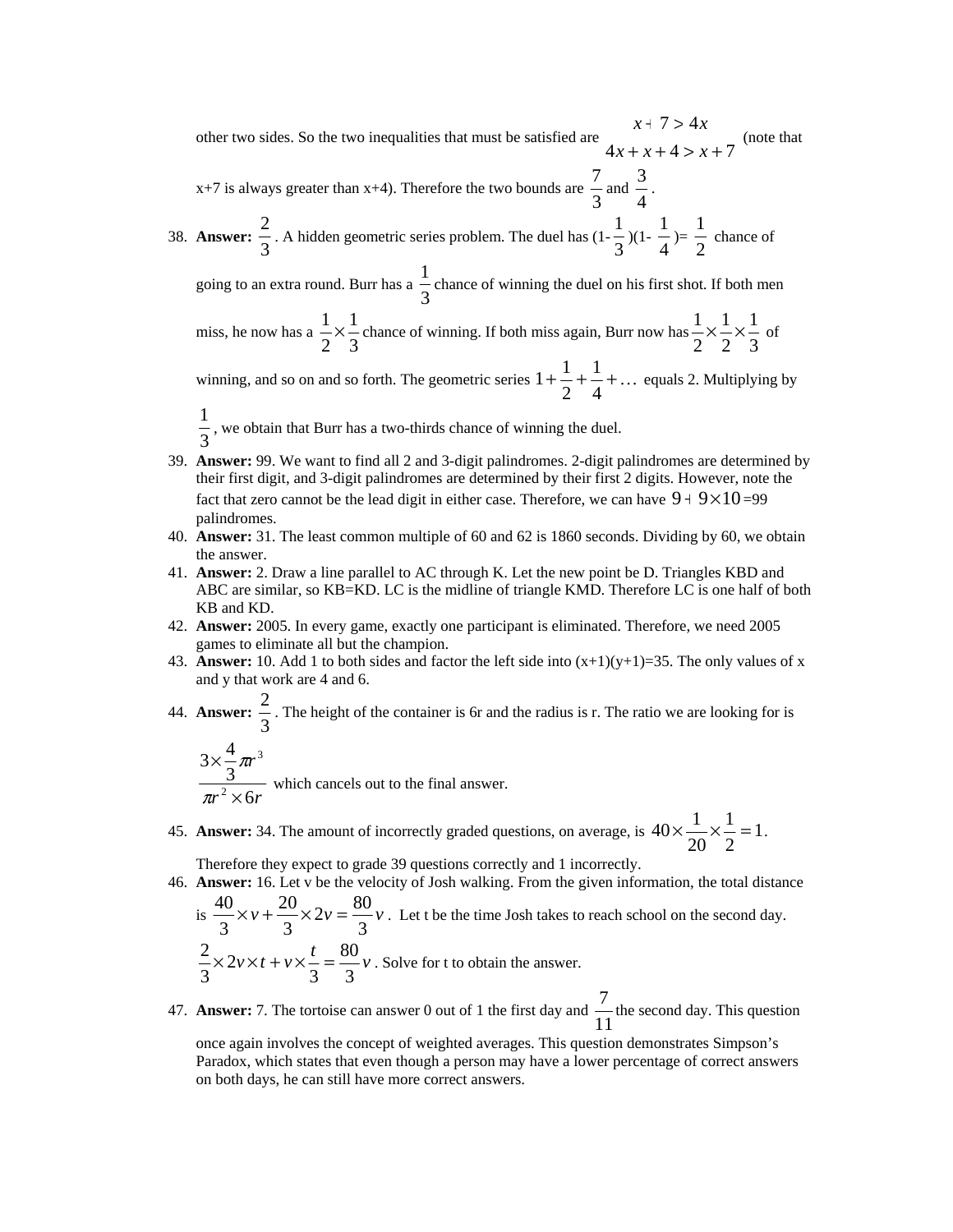other two sides. So the two inequalities that must be satisfied are $\begin{matrix} x+7>4x \\ 4x+x+4>x+7 \end{matrix}$ (note that x+7 is always greater than x+4). Therefore the two bounds are $\frac{7}{3}$ and $\frac{3}{4}$.

38. **Answer:** $\frac{2}{3}$. A hidden geometric series problem. The duel has (1-$\frac{1}{3}$)(1- $\frac{1}{4}$)= $\frac{1}{2}$ chance of going to an extra round. Burr has a $\frac{1}{3}$ chance of winning the duel on his first shot. If both men miss, he now has a $\frac{1}{2}\times\frac{1}{3}$ chance of winning. If both miss again, Burr now has $\frac{1}{2}\times\frac{1}{2}\times\frac{1}{3}$ of winning, and so on and so forth. The geometric series $1+\frac{1}{2}+\frac{1}{4}+\ldots$ equals 2. Multiplying by $\frac{1}{3}$, we obtain that Burr has a two-thirds chance of winning the duel.
39. **Answer:** 99. We want to find all 2 and 3-digit palindromes. 2-digit palindromes are determined by their first digit, and 3-digit palindromes are determined by their first 2 digits. However, note the fact that zero cannot be the lead digit in either case. Therefore, we can have $9+9\times10$=99 palindromes.
40. **Answer:** 31. The least common multiple of 60 and 62 is 1860 seconds. Dividing by 60, we obtain the answer.
41. **Answer:** 2. Draw a line parallel to AC through K. Let the new point be D. Triangles KBD and ABC are similar, so KB=KD. LC is the midline of triangle KMD. Therefore LC is one half of both KB and KD.
42. **Answer:** 2005. In every game, exactly one participant is eliminated. Therefore, we need 2005 games to eliminate all but the champion.
43. **Answer:** 10. Add 1 to both sides and factor the left side into (x+1)(y+1)=35. The only values of x and y that work are 4 and 6.
44. **Answer:** $\frac{2}{3}$. The height of the container is 6r and the radius is r. The ratio we are looking for is $\frac{3\times\frac{4}{3}\pi r^3}{\pi r^2\times 6r}$ which cancels out to the final answer.
45. **Answer:** 34. The amount of incorrectly graded questions, on average, is $40\times\frac{1}{20}\times\frac{1}{2}=1$. Therefore they expect to grade 39 questions correctly and 1 incorrectly.
46. **Answer:** 16. Let v be the velocity of Josh walking. From the given information, the total distance is $\frac{40}{3}\times v+\frac{20}{3}\times 2v=\frac{80}{3}v$. Let t be the time Josh takes to reach school on the second day. $\frac{2}{3}\times 2v\times t+v\times\frac{t}{3}=\frac{80}{3}v$. Solve for t to obtain the answer.
47. **Answer:** 7. The tortoise can answer 0 out of 1 the first day and $\frac{7}{11}$ the second day. This question once again involves the concept of weighted averages. This question demonstrates Simpson's Paradox, which states that even though a person may have a lower percentage of correct answers on both days, he can still have more correct answers.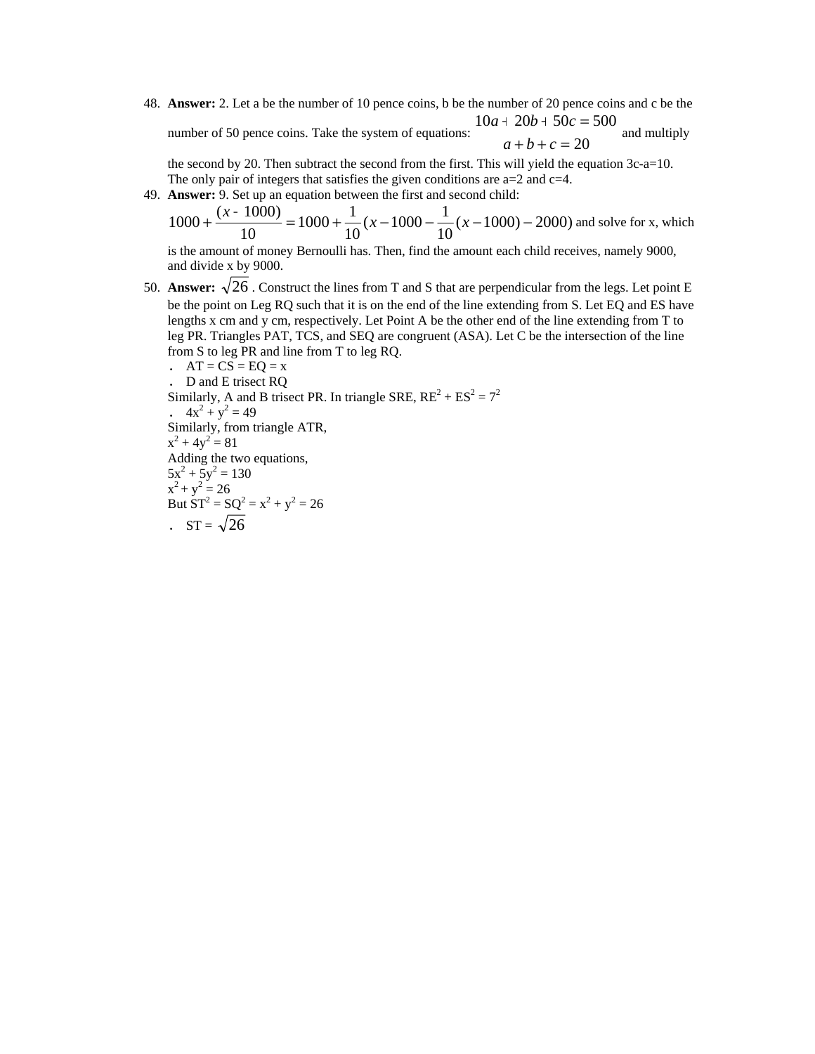48. **Answer:** 2. Let a be the number of 10 pence coins, b be the number of 20 pence coins and c be the number of 50 pence coins. Take the system of equations: $$\begin{aligned} 10a + 20b + 50c &= 500 \\ a + b + c &= 20 \end{aligned}$$ and multiply the second by 20. Then subtract the second from the first. This will yield the equation 3c-a=10. The only pair of integers that satisfies the given conditions are a=2 and c=4.

49. **Answer:** 9. Set up an equation between the first and second child: $1000 + \frac{(x - 1000)}{10} = 1000 + \frac{1}{10}(x - 1000 - \frac{1}{10}(x - 1000) - 2000)$ and solve for x, which is the amount of money Bernoulli has. Then, find the amount each child receives, namely 9000, and divide x by 9000.

50. **Answer:** $\sqrt{26}$. Construct the lines from T and S that are perpendicular from the legs. Let point E be the point on Leg RQ such that it is on the end of the line extending from S. Let EQ and ES have lengths x cm and y cm, respectively. Let Point A be the other end of the line extending from T to leg PR. Triangles PAT, TCS, and SEQ are congruent (ASA). Let C be the intersection of the line from S to leg PR and line from T to leg RQ.
   - AT = CS = EQ = x
   - D and E trisect RQ

   Similarly, A and B trisect PR. In triangle SRE, $RE^2 + ES^2 = 7^2$
   - $4x^2 + y^2 = 49$

   Similarly, from triangle ATR,
   $x^2 + 4y^2 = 81$
   Adding the two equations,
   $5x^2 + 5y^2 = 130$
   $x^2 + y^2 = 26$
   But $ST^2 = SQ^2 = x^2 + y^2 = 26$
   - ST = $\sqrt{26}$